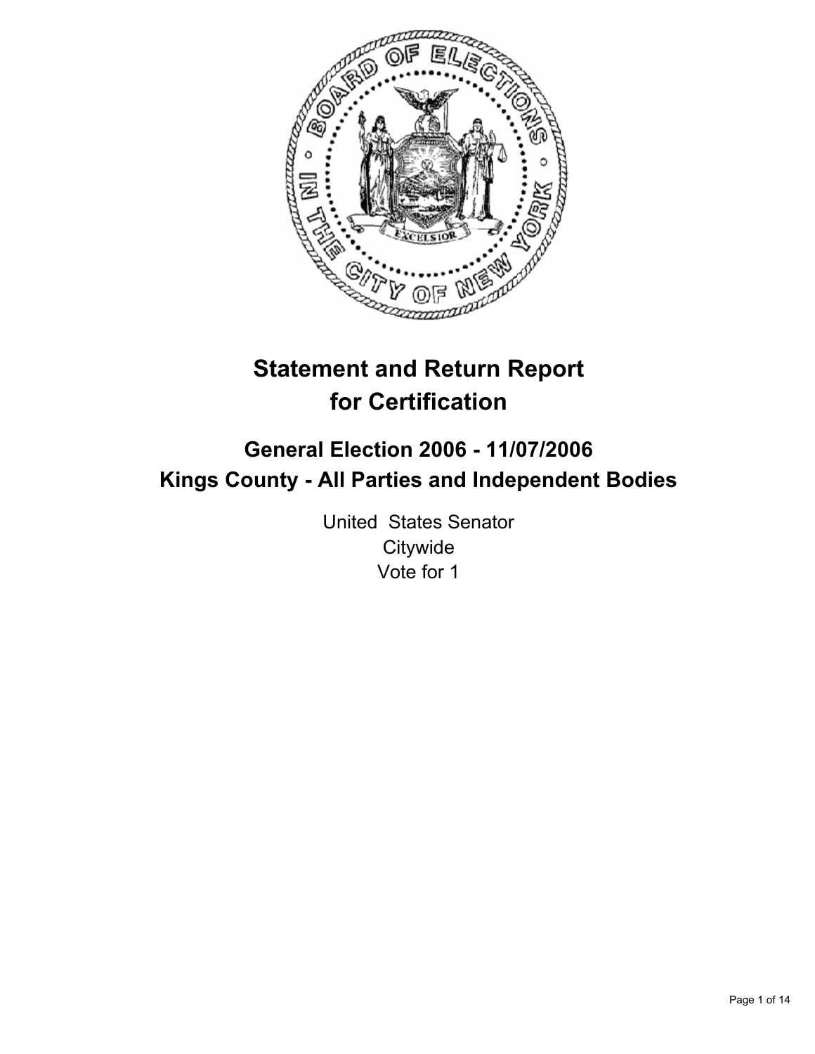# Statement and Return Report for Certification

## General Election 2006 - 11/07/2006
## Kings County - All Parties and Independent Bodies

United States Senator
Citywide
Vote for 1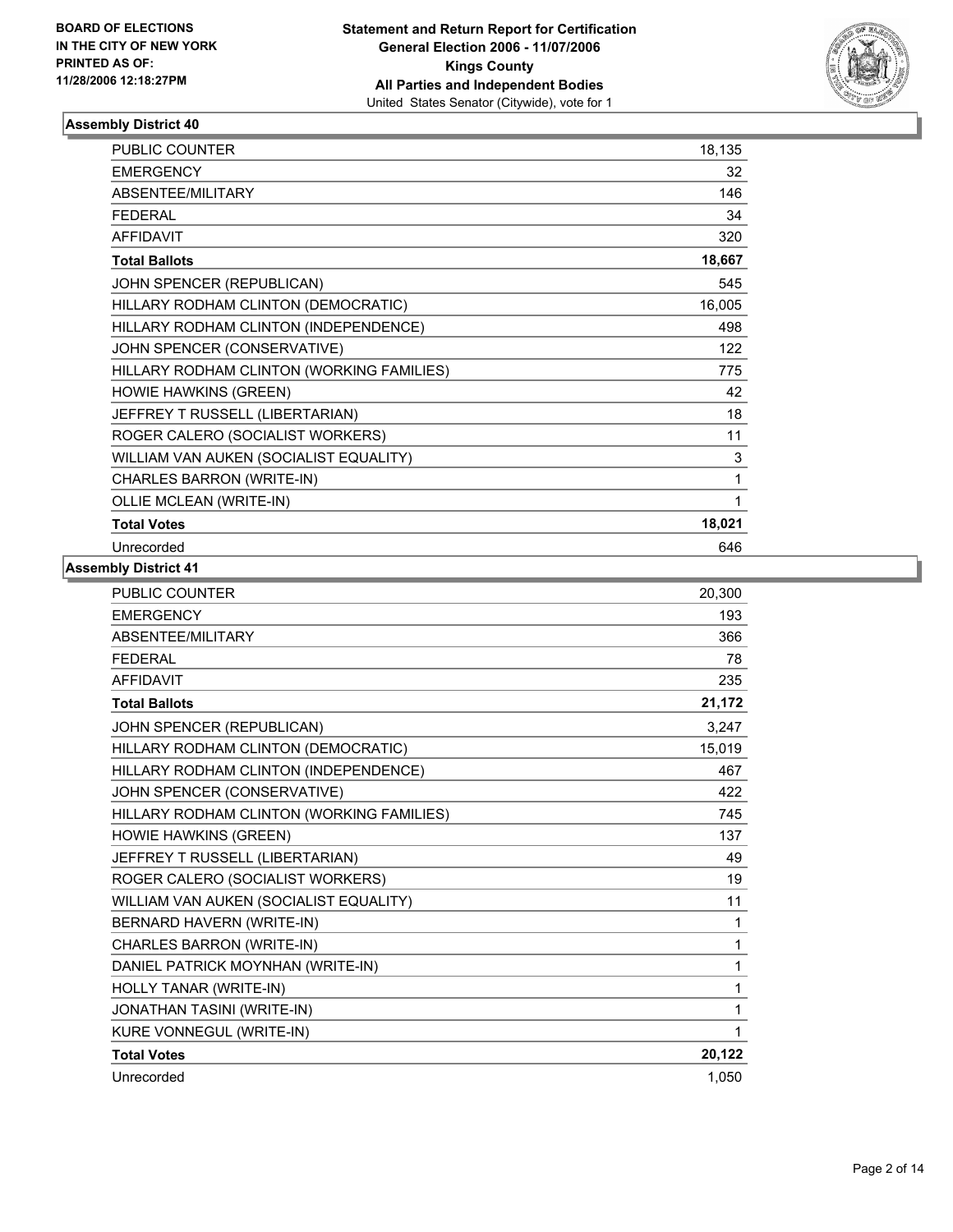**BOARD OF ELECTIONS IN THE CITY OF NEW YORK PRINTED AS OF: 11/28/2006 12:18:27PM**

# Statement and Return Report for Certification
## General Election 2006 - 11/07/2006
## Kings County
## All Parties and Independent Bodies
United States Senator (Citywide), vote for 1

### Assembly District 40

| | |
|---|---|
| PUBLIC COUNTER | 18,135 |
| EMERGENCY | 32 |
| ABSENTEE/MILITARY | 146 |
| FEDERAL | 34 |
| AFFIDAVIT | 320 |
| **Total Ballots** | **18,667** |
| JOHN SPENCER (REPUBLICAN) | 545 |
| HILLARY RODHAM CLINTON (DEMOCRATIC) | 16,005 |
| HILLARY RODHAM CLINTON (INDEPENDENCE) | 498 |
| JOHN SPENCER (CONSERVATIVE) | 122 |
| HILLARY RODHAM CLINTON (WORKING FAMILIES) | 775 |
| HOWIE HAWKINS (GREEN) | 42 |
| JEFFREY T RUSSELL (LIBERTARIAN) | 18 |
| ROGER CALERO (SOCIALIST WORKERS) | 11 |
| WILLIAM VAN AUKEN (SOCIALIST EQUALITY) | 3 |
| CHARLES BARRON (WRITE-IN) | 1 |
| OLLIE MCLEAN (WRITE-IN) | 1 |
| **Total Votes** | **18,021** |
| Unrecorded | 646 |

### Assembly District 41

| | |
|---|---|
| PUBLIC COUNTER | 20,300 |
| EMERGENCY | 193 |
| ABSENTEE/MILITARY | 366 |
| FEDERAL | 78 |
| AFFIDAVIT | 235 |
| **Total Ballots** | **21,172** |
| JOHN SPENCER (REPUBLICAN) | 3,247 |
| HILLARY RODHAM CLINTON (DEMOCRATIC) | 15,019 |
| HILLARY RODHAM CLINTON (INDEPENDENCE) | 467 |
| JOHN SPENCER (CONSERVATIVE) | 422 |
| HILLARY RODHAM CLINTON (WORKING FAMILIES) | 745 |
| HOWIE HAWKINS (GREEN) | 137 |
| JEFFREY T RUSSELL (LIBERTARIAN) | 49 |
| ROGER CALERO (SOCIALIST WORKERS) | 19 |
| WILLIAM VAN AUKEN (SOCIALIST EQUALITY) | 11 |
| BERNARD HAVERN (WRITE-IN) | 1 |
| CHARLES BARRON (WRITE-IN) | 1 |
| DANIEL PATRICK MOYNHAN (WRITE-IN) | 1 |
| HOLLY TANAR (WRITE-IN) | 1 |
| JONATHAN TASINI (WRITE-IN) | 1 |
| KURE VONNEGUL (WRITE-IN) | 1 |
| **Total Votes** | **20,122** |
| Unrecorded | 1,050 |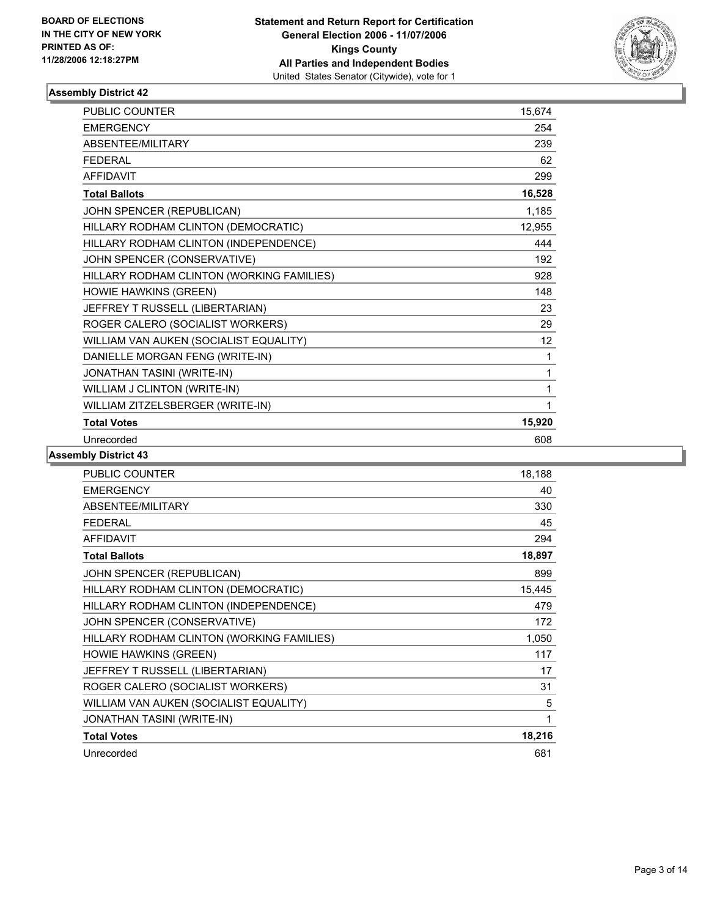**BOARD OF ELECTIONS IN THE CITY OF NEW YORK PRINTED AS OF: 11/28/2006 12:18:27PM**

**Statement and Return Report for Certification General Election 2006 - 11/07/2006 Kings County All Parties and Independent Bodies**
United States Senator (Citywide), vote for 1

## Assembly District 42

| | |
|---|---|
| PUBLIC COUNTER | 15,674 |
| EMERGENCY | 254 |
| ABSENTEE/MILITARY | 239 |
| FEDERAL | 62 |
| AFFIDAVIT | 299 |
| **Total Ballots** | **16,528** |
| JOHN SPENCER (REPUBLICAN) | 1,185 |
| HILLARY RODHAM CLINTON (DEMOCRATIC) | 12,955 |
| HILLARY RODHAM CLINTON (INDEPENDENCE) | 444 |
| JOHN SPENCER (CONSERVATIVE) | 192 |
| HILLARY RODHAM CLINTON (WORKING FAMILIES) | 928 |
| HOWIE HAWKINS (GREEN) | 148 |
| JEFFREY T RUSSELL (LIBERTARIAN) | 23 |
| ROGER CALERO (SOCIALIST WORKERS) | 29 |
| WILLIAM VAN AUKEN (SOCIALIST EQUALITY) | 12 |
| DANIELLE MORGAN FENG (WRITE-IN) | 1 |
| JONATHAN TASINI (WRITE-IN) | 1 |
| WILLIAM J CLINTON (WRITE-IN) | 1 |
| WILLIAM ZITZELSBERGER (WRITE-IN) | 1 |
| **Total Votes** | **15,920** |
| Unrecorded | 608 |

## Assembly District 43

| | |
|---|---|
| PUBLIC COUNTER | 18,188 |
| EMERGENCY | 40 |
| ABSENTEE/MILITARY | 330 |
| FEDERAL | 45 |
| AFFIDAVIT | 294 |
| **Total Ballots** | **18,897** |
| JOHN SPENCER (REPUBLICAN) | 899 |
| HILLARY RODHAM CLINTON (DEMOCRATIC) | 15,445 |
| HILLARY RODHAM CLINTON (INDEPENDENCE) | 479 |
| JOHN SPENCER (CONSERVATIVE) | 172 |
| HILLARY RODHAM CLINTON (WORKING FAMILIES) | 1,050 |
| HOWIE HAWKINS (GREEN) | 117 |
| JEFFREY T RUSSELL (LIBERTARIAN) | 17 |
| ROGER CALERO (SOCIALIST WORKERS) | 31 |
| WILLIAM VAN AUKEN (SOCIALIST EQUALITY) | 5 |
| JONATHAN TASINI (WRITE-IN) | 1 |
| **Total Votes** | **18,216** |
| Unrecorded | 681 |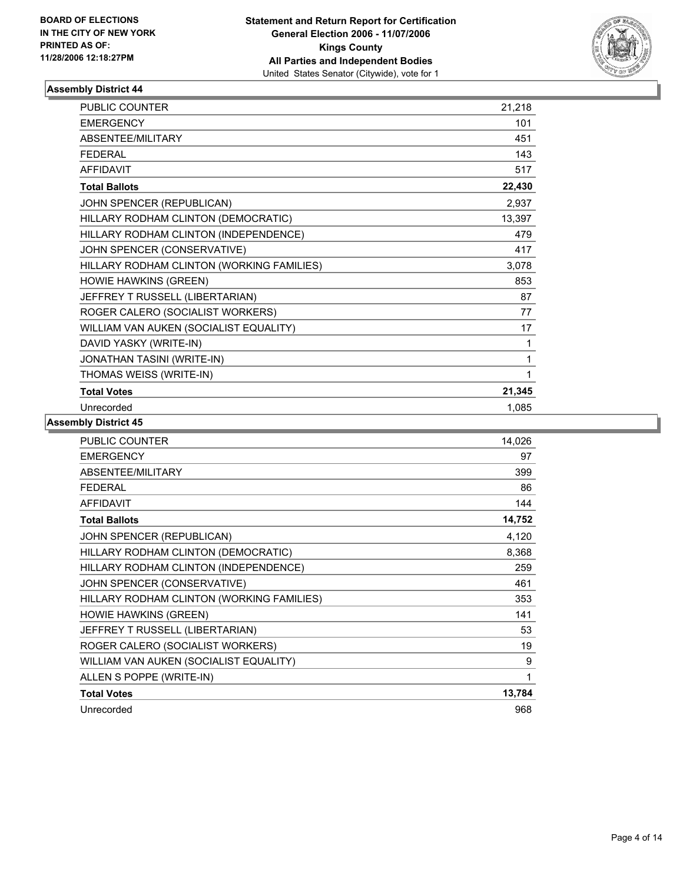**BOARD OF ELECTIONS IN THE CITY OF NEW YORK PRINTED AS OF: 11/28/2006 12:18:27PM**

# Statement and Return Report for Certification
## General Election 2006 - 11/07/2006
## Kings County
## All Parties and Independent Bodies
United States Senator (Citywide), vote for 1

### Assembly District 44

| | |
|---|---|
| PUBLIC COUNTER | 21,218 |
| EMERGENCY | 101 |
| ABSENTEE/MILITARY | 451 |
| FEDERAL | 143 |
| AFFIDAVIT | 517 |
| **Total Ballots** | **22,430** |
| JOHN SPENCER (REPUBLICAN) | 2,937 |
| HILLARY RODHAM CLINTON (DEMOCRATIC) | 13,397 |
| HILLARY RODHAM CLINTON (INDEPENDENCE) | 479 |
| JOHN SPENCER (CONSERVATIVE) | 417 |
| HILLARY RODHAM CLINTON (WORKING FAMILIES) | 3,078 |
| HOWIE HAWKINS (GREEN) | 853 |
| JEFFREY T RUSSELL (LIBERTARIAN) | 87 |
| ROGER CALERO (SOCIALIST WORKERS) | 77 |
| WILLIAM VAN AUKEN (SOCIALIST EQUALITY) | 17 |
| DAVID YASKY (WRITE-IN) | 1 |
| JONATHAN TASINI (WRITE-IN) | 1 |
| THOMAS WEISS (WRITE-IN) | 1 |
| **Total Votes** | **21,345** |
| Unrecorded | 1,085 |

### Assembly District 45

| | |
|---|---|
| PUBLIC COUNTER | 14,026 |
| EMERGENCY | 97 |
| ABSENTEE/MILITARY | 399 |
| FEDERAL | 86 |
| AFFIDAVIT | 144 |
| **Total Ballots** | **14,752** |
| JOHN SPENCER (REPUBLICAN) | 4,120 |
| HILLARY RODHAM CLINTON (DEMOCRATIC) | 8,368 |
| HILLARY RODHAM CLINTON (INDEPENDENCE) | 259 |
| JOHN SPENCER (CONSERVATIVE) | 461 |
| HILLARY RODHAM CLINTON (WORKING FAMILIES) | 353 |
| HOWIE HAWKINS (GREEN) | 141 |
| JEFFREY T RUSSELL (LIBERTARIAN) | 53 |
| ROGER CALERO (SOCIALIST WORKERS) | 19 |
| WILLIAM VAN AUKEN (SOCIALIST EQUALITY) | 9 |
| ALLEN S POPPE (WRITE-IN) | 1 |
| **Total Votes** | **13,784** |
| Unrecorded | 968 |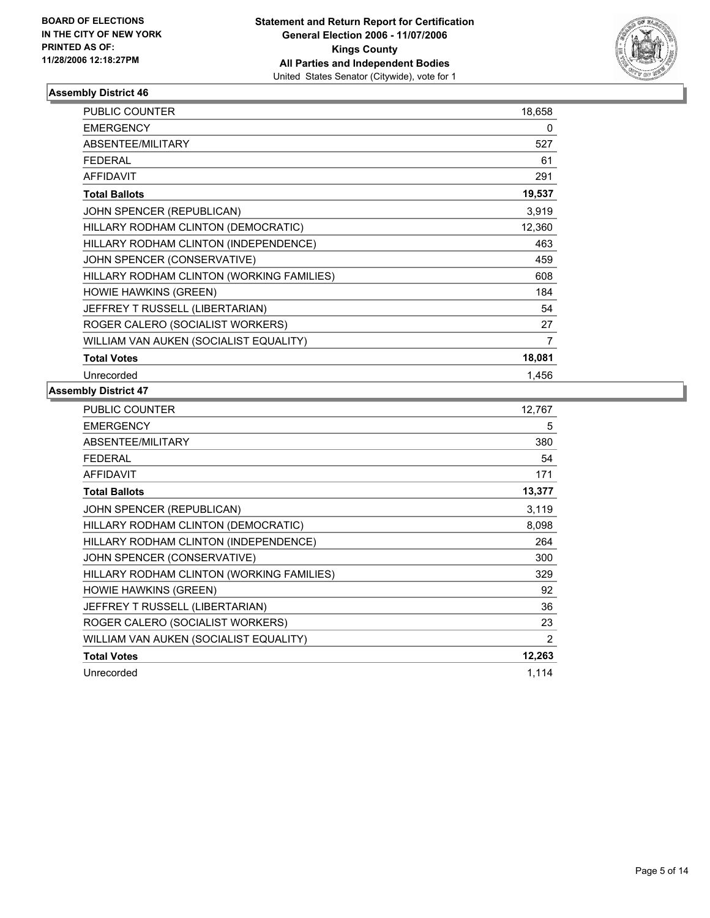**BOARD OF ELECTIONS IN THE CITY OF NEW YORK PRINTED AS OF: 11/28/2006 12:18:27PM**

**Statement and Return Report for Certification General Election 2006 - 11/07/2006 Kings County All Parties and Independent Bodies**

United States Senator (Citywide), vote for 1

### Assembly District 46

| | |
|---|---|
| PUBLIC COUNTER | 18,658 |
| EMERGENCY | 0 |
| ABSENTEE/MILITARY | 527 |
| FEDERAL | 61 |
| AFFIDAVIT | 291 |
| **Total Ballots** | **19,537** |
| JOHN SPENCER (REPUBLICAN) | 3,919 |
| HILLARY RODHAM CLINTON (DEMOCRATIC) | 12,360 |
| HILLARY RODHAM CLINTON (INDEPENDENCE) | 463 |
| JOHN SPENCER (CONSERVATIVE) | 459 |
| HILLARY RODHAM CLINTON (WORKING FAMILIES) | 608 |
| HOWIE HAWKINS (GREEN) | 184 |
| JEFFREY T RUSSELL (LIBERTARIAN) | 54 |
| ROGER CALERO (SOCIALIST WORKERS) | 27 |
| WILLIAM VAN AUKEN (SOCIALIST EQUALITY) | 7 |
| **Total Votes** | **18,081** |
| Unrecorded | 1,456 |

### Assembly District 47

| | |
|---|---|
| PUBLIC COUNTER | 12,767 |
| EMERGENCY | 5 |
| ABSENTEE/MILITARY | 380 |
| FEDERAL | 54 |
| AFFIDAVIT | 171 |
| **Total Ballots** | **13,377** |
| JOHN SPENCER (REPUBLICAN) | 3,119 |
| HILLARY RODHAM CLINTON (DEMOCRATIC) | 8,098 |
| HILLARY RODHAM CLINTON (INDEPENDENCE) | 264 |
| JOHN SPENCER (CONSERVATIVE) | 300 |
| HILLARY RODHAM CLINTON (WORKING FAMILIES) | 329 |
| HOWIE HAWKINS (GREEN) | 92 |
| JEFFREY T RUSSELL (LIBERTARIAN) | 36 |
| ROGER CALERO (SOCIALIST WORKERS) | 23 |
| WILLIAM VAN AUKEN (SOCIALIST EQUALITY) | 2 |
| **Total Votes** | **12,263** |
| Unrecorded | 1,114 |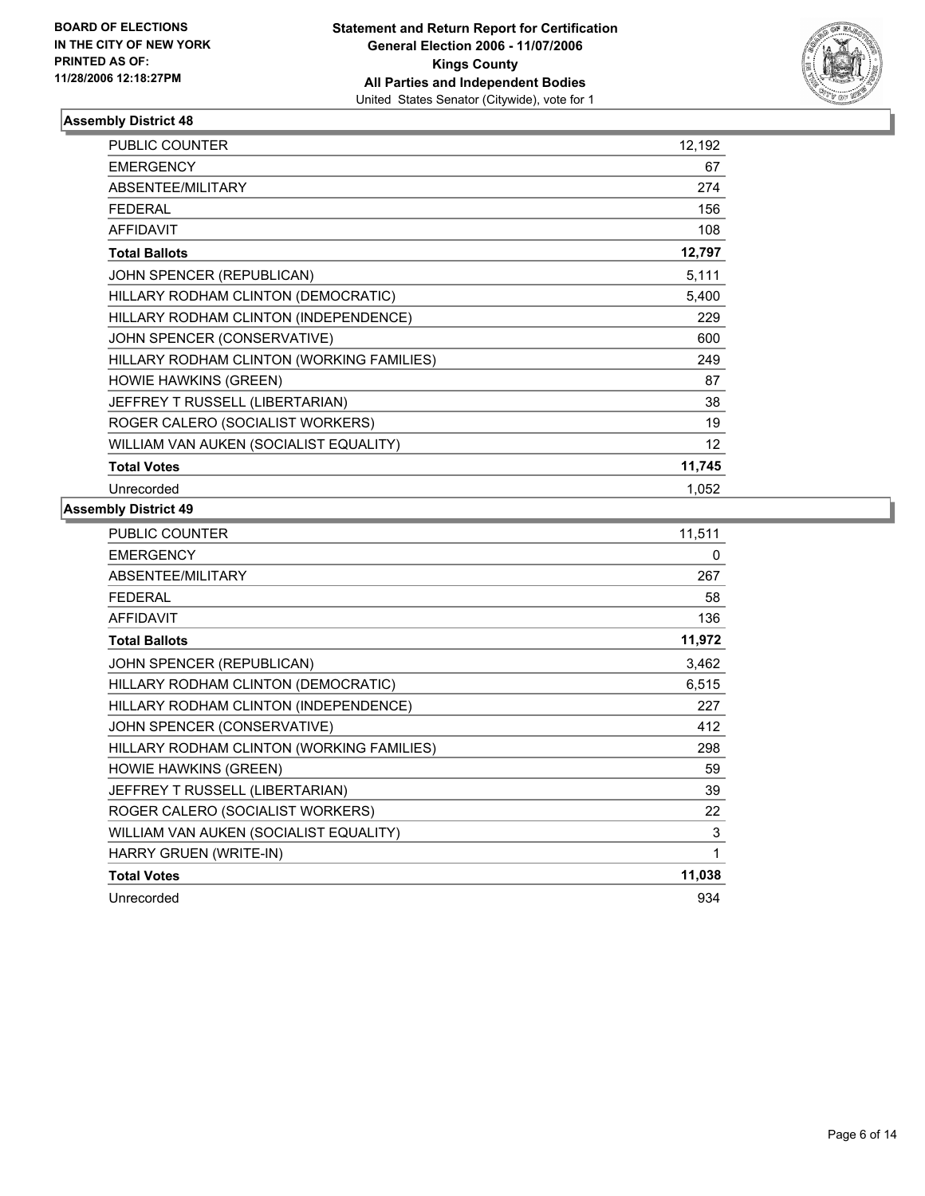**BOARD OF ELECTIONS IN THE CITY OF NEW YORK PRINTED AS OF: 11/28/2006 12:18:27PM**

**Statement and Return Report for Certification General Election 2006 - 11/07/2006 Kings County All Parties and Independent Bodies**
United States Senator (Citywide), vote for 1

### Assembly District 48

| | |
|---|---|
| PUBLIC COUNTER | 12,192 |
| EMERGENCY | 67 |
| ABSENTEE/MILITARY | 274 |
| FEDERAL | 156 |
| AFFIDAVIT | 108 |
| **Total Ballots** | **12,797** |
| JOHN SPENCER (REPUBLICAN) | 5,111 |
| HILLARY RODHAM CLINTON (DEMOCRATIC) | 5,400 |
| HILLARY RODHAM CLINTON (INDEPENDENCE) | 229 |
| JOHN SPENCER (CONSERVATIVE) | 600 |
| HILLARY RODHAM CLINTON (WORKING FAMILIES) | 249 |
| HOWIE HAWKINS (GREEN) | 87 |
| JEFFREY T RUSSELL (LIBERTARIAN) | 38 |
| ROGER CALERO (SOCIALIST WORKERS) | 19 |
| WILLIAM VAN AUKEN (SOCIALIST EQUALITY) | 12 |
| **Total Votes** | **11,745** |
| Unrecorded | 1,052 |

### Assembly District 49

| | |
|---|---|
| PUBLIC COUNTER | 11,511 |
| EMERGENCY | 0 |
| ABSENTEE/MILITARY | 267 |
| FEDERAL | 58 |
| AFFIDAVIT | 136 |
| **Total Ballots** | **11,972** |
| JOHN SPENCER (REPUBLICAN) | 3,462 |
| HILLARY RODHAM CLINTON (DEMOCRATIC) | 6,515 |
| HILLARY RODHAM CLINTON (INDEPENDENCE) | 227 |
| JOHN SPENCER (CONSERVATIVE) | 412 |
| HILLARY RODHAM CLINTON (WORKING FAMILIES) | 298 |
| HOWIE HAWKINS (GREEN) | 59 |
| JEFFREY T RUSSELL (LIBERTARIAN) | 39 |
| ROGER CALERO (SOCIALIST WORKERS) | 22 |
| WILLIAM VAN AUKEN (SOCIALIST EQUALITY) | 3 |
| HARRY GRUEN (WRITE-IN) | 1 |
| **Total Votes** | **11,038** |
| Unrecorded | 934 |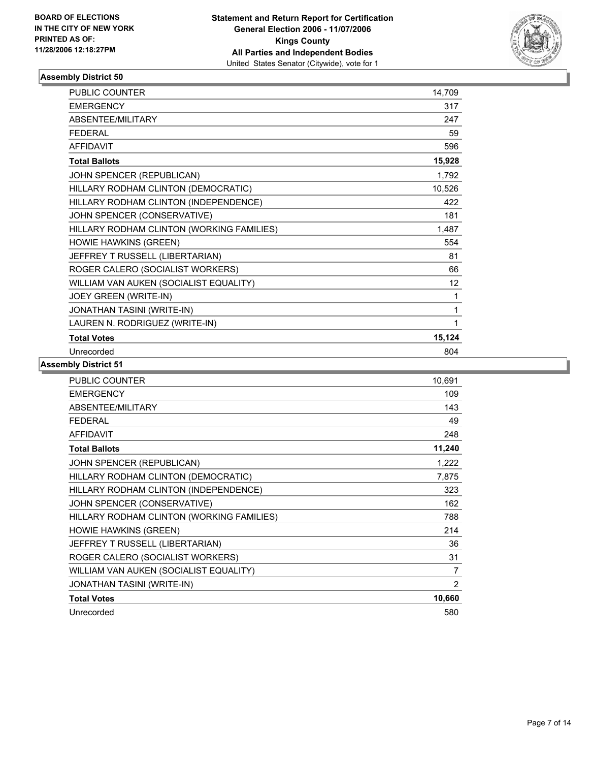**BOARD OF ELECTIONS IN THE CITY OF NEW YORK PRINTED AS OF: 11/28/2006 12:18:27PM**

**Statement and Return Report for Certification**
**General Election 2006 - 11/07/2006**
**Kings County**
**All Parties and Independent Bodies**
United States Senator (Citywide), vote for 1

### Assembly District 50

| | |
|---|---|
| PUBLIC COUNTER | 14,709 |
| EMERGENCY | 317 |
| ABSENTEE/MILITARY | 247 |
| FEDERAL | 59 |
| AFFIDAVIT | 596 |
| **Total Ballots** | **15,928** |
| JOHN SPENCER (REPUBLICAN) | 1,792 |
| HILLARY RODHAM CLINTON (DEMOCRATIC) | 10,526 |
| HILLARY RODHAM CLINTON (INDEPENDENCE) | 422 |
| JOHN SPENCER (CONSERVATIVE) | 181 |
| HILLARY RODHAM CLINTON (WORKING FAMILIES) | 1,487 |
| HOWIE HAWKINS (GREEN) | 554 |
| JEFFREY T RUSSELL (LIBERTARIAN) | 81 |
| ROGER CALERO (SOCIALIST WORKERS) | 66 |
| WILLIAM VAN AUKEN (SOCIALIST EQUALITY) | 12 |
| JOEY GREEN (WRITE-IN) | 1 |
| JONATHAN TASINI (WRITE-IN) | 1 |
| LAUREN N. RODRIGUEZ (WRITE-IN) | 1 |
| **Total Votes** | **15,124** |
| Unrecorded | 804 |

### Assembly District 51

| | |
|---|---|
| PUBLIC COUNTER | 10,691 |
| EMERGENCY | 109 |
| ABSENTEE/MILITARY | 143 |
| FEDERAL | 49 |
| AFFIDAVIT | 248 |
| **Total Ballots** | **11,240** |
| JOHN SPENCER (REPUBLICAN) | 1,222 |
| HILLARY RODHAM CLINTON (DEMOCRATIC) | 7,875 |
| HILLARY RODHAM CLINTON (INDEPENDENCE) | 323 |
| JOHN SPENCER (CONSERVATIVE) | 162 |
| HILLARY RODHAM CLINTON (WORKING FAMILIES) | 788 |
| HOWIE HAWKINS (GREEN) | 214 |
| JEFFREY T RUSSELL (LIBERTARIAN) | 36 |
| ROGER CALERO (SOCIALIST WORKERS) | 31 |
| WILLIAM VAN AUKEN (SOCIALIST EQUALITY) | 7 |
| JONATHAN TASINI (WRITE-IN) | 2 |
| **Total Votes** | **10,660** |
| Unrecorded | 580 |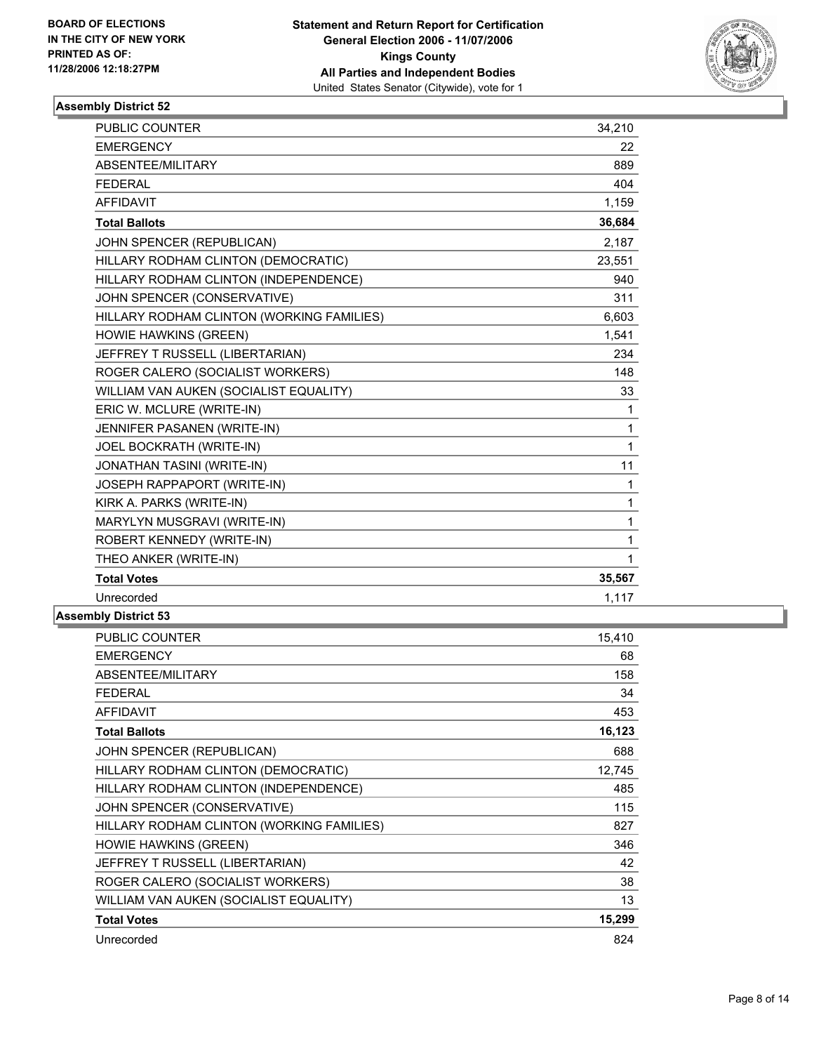**BOARD OF ELECTIONS IN THE CITY OF NEW YORK PRINTED AS OF: 11/28/2006 12:18:27PM**

**Statement and Return Report for Certification General Election 2006 - 11/07/2006 Kings County All Parties and Independent Bodies**
United States Senator (Citywide), vote for 1

## Assembly District 52

| | |
|---|---|
| PUBLIC COUNTER | 34,210 |
| EMERGENCY | 22 |
| ABSENTEE/MILITARY | 889 |
| FEDERAL | 404 |
| AFFIDAVIT | 1,159 |
| **Total Ballots** | **36,684** |
| JOHN SPENCER (REPUBLICAN) | 2,187 |
| HILLARY RODHAM CLINTON (DEMOCRATIC) | 23,551 |
| HILLARY RODHAM CLINTON (INDEPENDENCE) | 940 |
| JOHN SPENCER (CONSERVATIVE) | 311 |
| HILLARY RODHAM CLINTON (WORKING FAMILIES) | 6,603 |
| HOWIE HAWKINS (GREEN) | 1,541 |
| JEFFREY T RUSSELL (LIBERTARIAN) | 234 |
| ROGER CALERO (SOCIALIST WORKERS) | 148 |
| WILLIAM VAN AUKEN (SOCIALIST EQUALITY) | 33 |
| ERIC W. MCLURE (WRITE-IN) | 1 |
| JENNIFER PASANEN (WRITE-IN) | 1 |
| JOEL BOCKRATH (WRITE-IN) | 1 |
| JONATHAN TASINI (WRITE-IN) | 11 |
| JOSEPH RAPPAPORT (WRITE-IN) | 1 |
| KIRK A. PARKS (WRITE-IN) | 1 |
| MARYLYN MUSGRAVI (WRITE-IN) | 1 |
| ROBERT KENNEDY (WRITE-IN) | 1 |
| THEO ANKER (WRITE-IN) | 1 |
| **Total Votes** | **35,567** |
| Unrecorded | 1,117 |

## Assembly District 53

| | |
|---|---|
| PUBLIC COUNTER | 15,410 |
| EMERGENCY | 68 |
| ABSENTEE/MILITARY | 158 |
| FEDERAL | 34 |
| AFFIDAVIT | 453 |
| **Total Ballots** | **16,123** |
| JOHN SPENCER (REPUBLICAN) | 688 |
| HILLARY RODHAM CLINTON (DEMOCRATIC) | 12,745 |
| HILLARY RODHAM CLINTON (INDEPENDENCE) | 485 |
| JOHN SPENCER (CONSERVATIVE) | 115 |
| HILLARY RODHAM CLINTON (WORKING FAMILIES) | 827 |
| HOWIE HAWKINS (GREEN) | 346 |
| JEFFREY T RUSSELL (LIBERTARIAN) | 42 |
| ROGER CALERO (SOCIALIST WORKERS) | 38 |
| WILLIAM VAN AUKEN (SOCIALIST EQUALITY) | 13 |
| **Total Votes** | **15,299** |
| Unrecorded | 824 |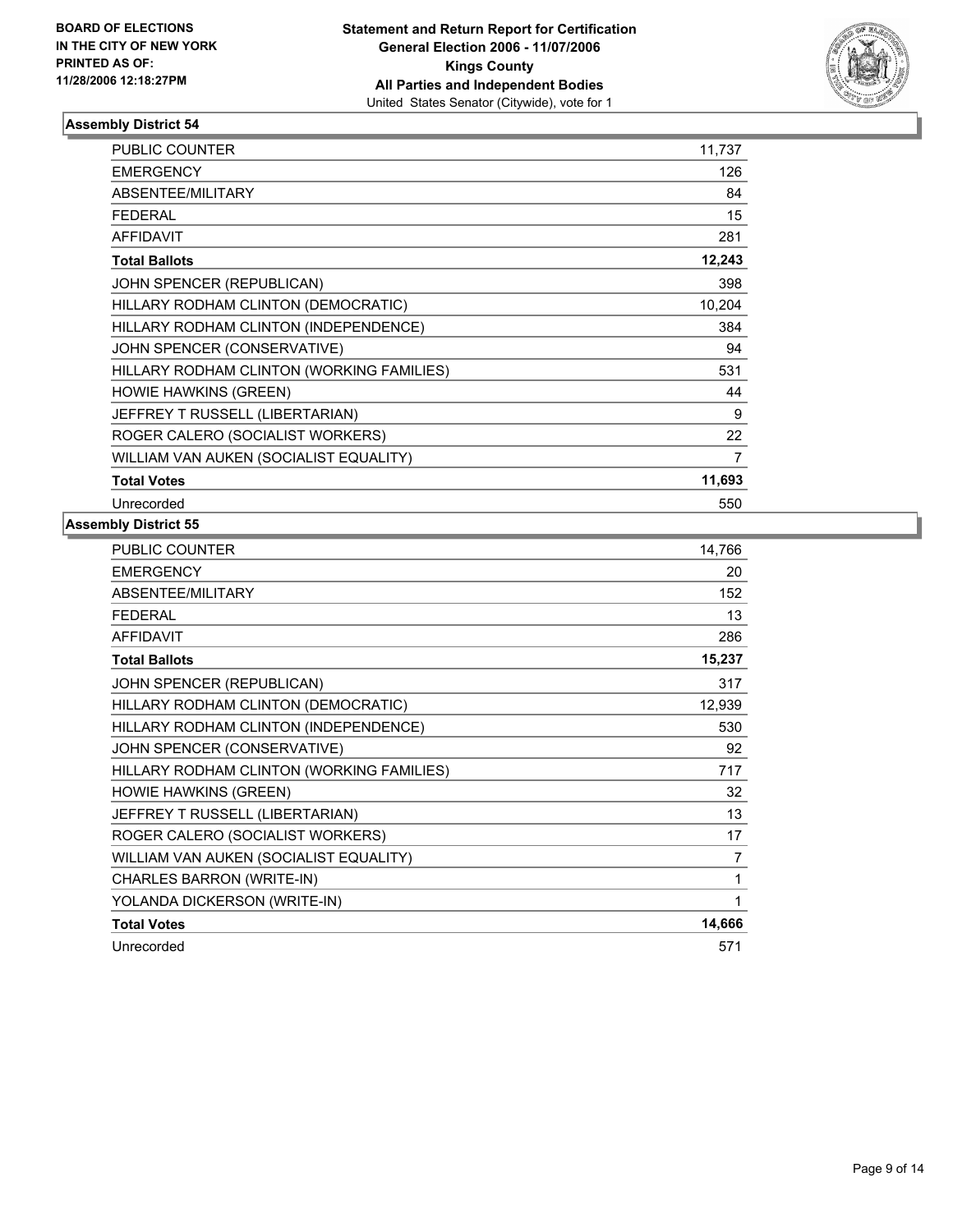**BOARD OF ELECTIONS IN THE CITY OF NEW YORK PRINTED AS OF: 11/28/2006 12:18:27PM**

**Statement and Return Report for Certification General Election 2006 - 11/07/2006 Kings County All Parties and Independent Bodies**

United States Senator (Citywide), vote for 1

### Assembly District 54

| | |
|---|---|
| PUBLIC COUNTER | 11,737 |
| EMERGENCY | 126 |
| ABSENTEE/MILITARY | 84 |
| FEDERAL | 15 |
| AFFIDAVIT | 281 |
| **Total Ballots** | **12,243** |
| JOHN SPENCER (REPUBLICAN) | 398 |
| HILLARY RODHAM CLINTON (DEMOCRATIC) | 10,204 |
| HILLARY RODHAM CLINTON (INDEPENDENCE) | 384 |
| JOHN SPENCER (CONSERVATIVE) | 94 |
| HILLARY RODHAM CLINTON (WORKING FAMILIES) | 531 |
| HOWIE HAWKINS (GREEN) | 44 |
| JEFFREY T RUSSELL (LIBERTARIAN) | 9 |
| ROGER CALERO (SOCIALIST WORKERS) | 22 |
| WILLIAM VAN AUKEN (SOCIALIST EQUALITY) | 7 |
| **Total Votes** | **11,693** |
| Unrecorded | 550 |

### Assembly District 55

| | |
|---|---|
| PUBLIC COUNTER | 14,766 |
| EMERGENCY | 20 |
| ABSENTEE/MILITARY | 152 |
| FEDERAL | 13 |
| AFFIDAVIT | 286 |
| **Total Ballots** | **15,237** |
| JOHN SPENCER (REPUBLICAN) | 317 |
| HILLARY RODHAM CLINTON (DEMOCRATIC) | 12,939 |
| HILLARY RODHAM CLINTON (INDEPENDENCE) | 530 |
| JOHN SPENCER (CONSERVATIVE) | 92 |
| HILLARY RODHAM CLINTON (WORKING FAMILIES) | 717 |
| HOWIE HAWKINS (GREEN) | 32 |
| JEFFREY T RUSSELL (LIBERTARIAN) | 13 |
| ROGER CALERO (SOCIALIST WORKERS) | 17 |
| WILLIAM VAN AUKEN (SOCIALIST EQUALITY) | 7 |
| CHARLES BARRON (WRITE-IN) | 1 |
| YOLANDA DICKERSON (WRITE-IN) | 1 |
| **Total Votes** | **14,666** |
| Unrecorded | 571 |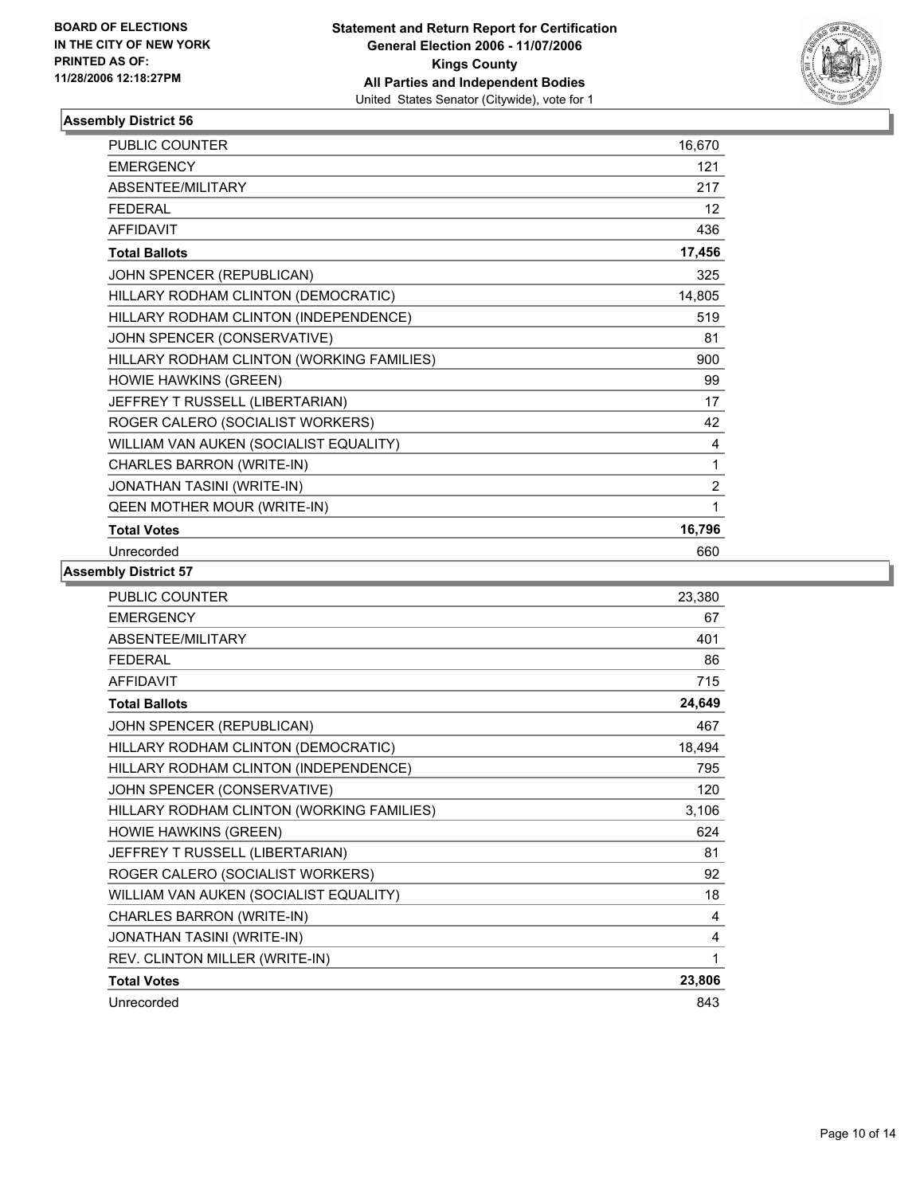**BOARD OF ELECTIONS IN THE CITY OF NEW YORK PRINTED AS OF: 11/28/2006 12:18:27PM**

**Statement and Return Report for Certification General Election 2006 - 11/07/2006 Kings County All Parties and Independent Bodies**
United States Senator (Citywide), vote for 1

### Assembly District 56

| | |
|---|---|
| PUBLIC COUNTER | 16,670 |
| EMERGENCY | 121 |
| ABSENTEE/MILITARY | 217 |
| FEDERAL | 12 |
| AFFIDAVIT | 436 |
| **Total Ballots** | **17,456** |
| JOHN SPENCER (REPUBLICAN) | 325 |
| HILLARY RODHAM CLINTON (DEMOCRATIC) | 14,805 |
| HILLARY RODHAM CLINTON (INDEPENDENCE) | 519 |
| JOHN SPENCER (CONSERVATIVE) | 81 |
| HILLARY RODHAM CLINTON (WORKING FAMILIES) | 900 |
| HOWIE HAWKINS (GREEN) | 99 |
| JEFFREY T RUSSELL (LIBERTARIAN) | 17 |
| ROGER CALERO (SOCIALIST WORKERS) | 42 |
| WILLIAM VAN AUKEN (SOCIALIST EQUALITY) | 4 |
| CHARLES BARRON (WRITE-IN) | 1 |
| JONATHAN TASINI (WRITE-IN) | 2 |
| QEEN MOTHER MOUR (WRITE-IN) | 1 |
| **Total Votes** | **16,796** |
| Unrecorded | 660 |

### Assembly District 57

| | |
|---|---|
| PUBLIC COUNTER | 23,380 |
| EMERGENCY | 67 |
| ABSENTEE/MILITARY | 401 |
| FEDERAL | 86 |
| AFFIDAVIT | 715 |
| **Total Ballots** | **24,649** |
| JOHN SPENCER (REPUBLICAN) | 467 |
| HILLARY RODHAM CLINTON (DEMOCRATIC) | 18,494 |
| HILLARY RODHAM CLINTON (INDEPENDENCE) | 795 |
| JOHN SPENCER (CONSERVATIVE) | 120 |
| HILLARY RODHAM CLINTON (WORKING FAMILIES) | 3,106 |
| HOWIE HAWKINS (GREEN) | 624 |
| JEFFREY T RUSSELL (LIBERTARIAN) | 81 |
| ROGER CALERO (SOCIALIST WORKERS) | 92 |
| WILLIAM VAN AUKEN (SOCIALIST EQUALITY) | 18 |
| CHARLES BARRON (WRITE-IN) | 4 |
| JONATHAN TASINI (WRITE-IN) | 4 |
| REV. CLINTON MILLER (WRITE-IN) | 1 |
| **Total Votes** | **23,806** |
| Unrecorded | 843 |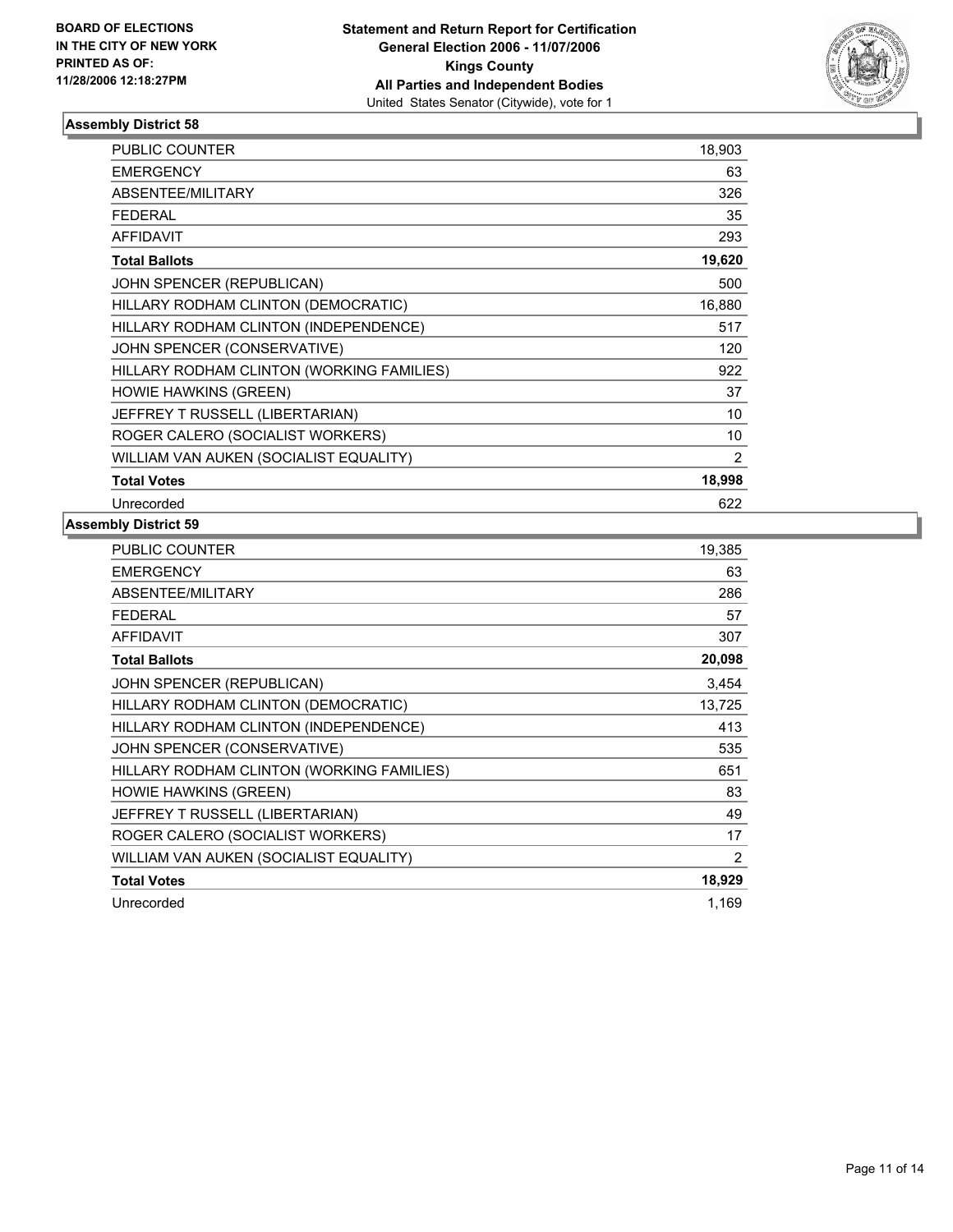**BOARD OF ELECTIONS IN THE CITY OF NEW YORK PRINTED AS OF: 11/28/2006 12:18:27PM**

**Statement and Return Report for Certification**
**General Election 2006 - 11/07/2006**
**Kings County**
**All Parties and Independent Bodies**
United States Senator (Citywide), vote for 1

## Assembly District 58

| | |
|---|---|
| PUBLIC COUNTER | 18,903 |
| EMERGENCY | 63 |
| ABSENTEE/MILITARY | 326 |
| FEDERAL | 35 |
| AFFIDAVIT | 293 |
| **Total Ballots** | **19,620** |
| JOHN SPENCER (REPUBLICAN) | 500 |
| HILLARY RODHAM CLINTON (DEMOCRATIC) | 16,880 |
| HILLARY RODHAM CLINTON (INDEPENDENCE) | 517 |
| JOHN SPENCER (CONSERVATIVE) | 120 |
| HILLARY RODHAM CLINTON (WORKING FAMILIES) | 922 |
| HOWIE HAWKINS (GREEN) | 37 |
| JEFFREY T RUSSELL (LIBERTARIAN) | 10 |
| ROGER CALERO (SOCIALIST WORKERS) | 10 |
| WILLIAM VAN AUKEN (SOCIALIST EQUALITY) | 2 |
| **Total Votes** | **18,998** |
| Unrecorded | 622 |

## Assembly District 59

| | |
|---|---|
| PUBLIC COUNTER | 19,385 |
| EMERGENCY | 63 |
| ABSENTEE/MILITARY | 286 |
| FEDERAL | 57 |
| AFFIDAVIT | 307 |
| **Total Ballots** | **20,098** |
| JOHN SPENCER (REPUBLICAN) | 3,454 |
| HILLARY RODHAM CLINTON (DEMOCRATIC) | 13,725 |
| HILLARY RODHAM CLINTON (INDEPENDENCE) | 413 |
| JOHN SPENCER (CONSERVATIVE) | 535 |
| HILLARY RODHAM CLINTON (WORKING FAMILIES) | 651 |
| HOWIE HAWKINS (GREEN) | 83 |
| JEFFREY T RUSSELL (LIBERTARIAN) | 49 |
| ROGER CALERO (SOCIALIST WORKERS) | 17 |
| WILLIAM VAN AUKEN (SOCIALIST EQUALITY) | 2 |
| **Total Votes** | **18,929** |
| Unrecorded | 1,169 |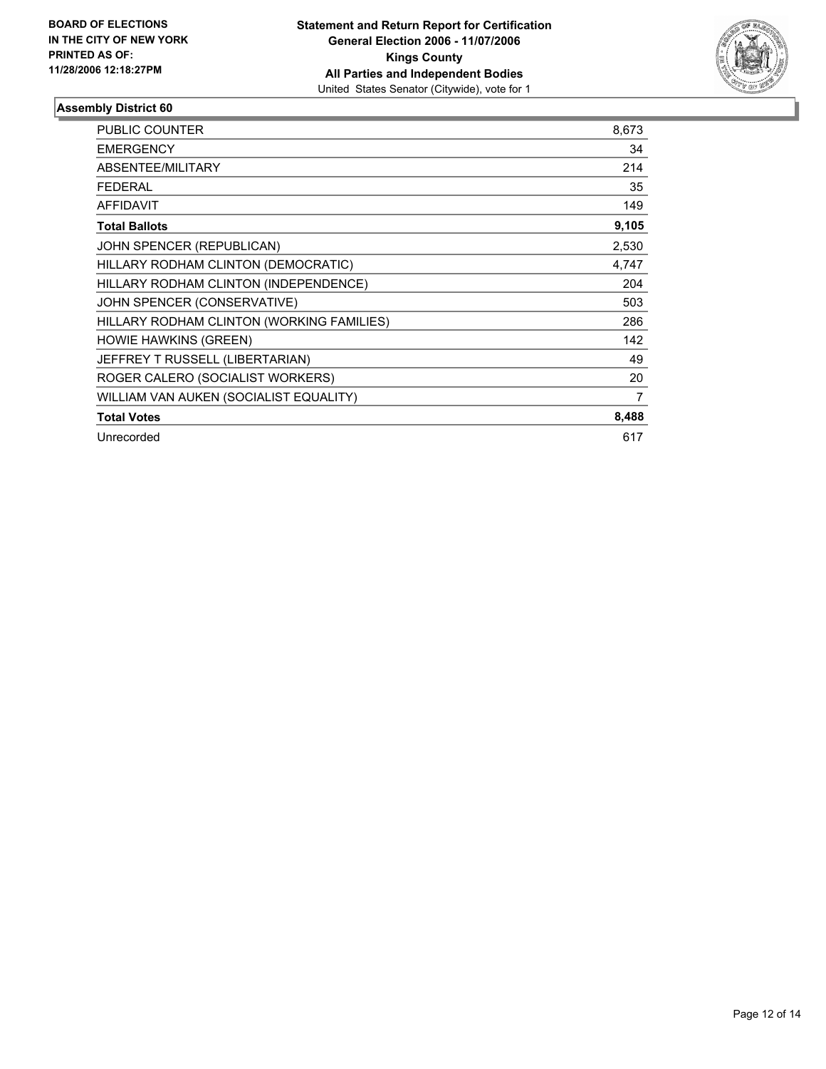**BOARD OF ELECTIONS IN THE CITY OF NEW YORK PRINTED AS OF: 11/28/2006 12:18:27PM**

**Statement and Return Report for Certification**
**General Election 2006 - 11/07/2006**
**Kings County**
**All Parties and Independent Bodies**
United States Senator (Citywide), vote for 1

### Assembly District 60

| | |
|---|---|
| PUBLIC COUNTER | 8,673 |
| EMERGENCY | 34 |
| ABSENTEE/MILITARY | 214 |
| FEDERAL | 35 |
| AFFIDAVIT | 149 |
| **Total Ballots** | **9,105** |
| JOHN SPENCER (REPUBLICAN) | 2,530 |
| HILLARY RODHAM CLINTON (DEMOCRATIC) | 4,747 |
| HILLARY RODHAM CLINTON (INDEPENDENCE) | 204 |
| JOHN SPENCER (CONSERVATIVE) | 503 |
| HILLARY RODHAM CLINTON (WORKING FAMILIES) | 286 |
| HOWIE HAWKINS (GREEN) | 142 |
| JEFFREY T RUSSELL (LIBERTARIAN) | 49 |
| ROGER CALERO (SOCIALIST WORKERS) | 20 |
| WILLIAM VAN AUKEN (SOCIALIST EQUALITY) | 7 |
| **Total Votes** | **8,488** |
| Unrecorded | 617 |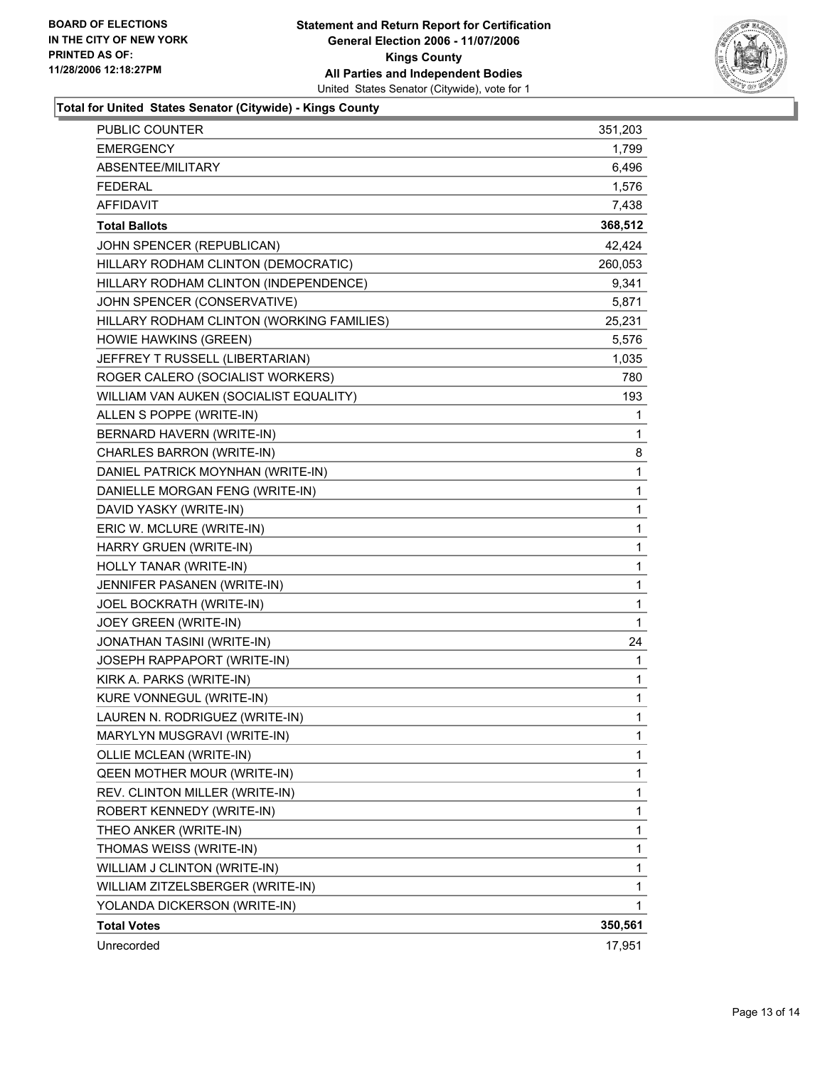**BOARD OF ELECTIONS**
**IN THE CITY OF NEW YORK**
**PRINTED AS OF:**
**11/28/2006 12:18:27PM**

**Statement and Return Report for Certification**
**General Election 2006 - 11/07/2006**
**Kings County**
**All Parties and Independent Bodies**
United States Senator (Citywide), vote for 1

### Total for United States Senator (Citywide) - Kings County

| | |
|---|---|
| PUBLIC COUNTER | 351,203 |
| EMERGENCY | 1,799 |
| ABSENTEE/MILITARY | 6,496 |
| FEDERAL | 1,576 |
| AFFIDAVIT | 7,438 |
| **Total Ballots** | **368,512** |
| JOHN SPENCER (REPUBLICAN) | 42,424 |
| HILLARY RODHAM CLINTON (DEMOCRATIC) | 260,053 |
| HILLARY RODHAM CLINTON (INDEPENDENCE) | 9,341 |
| JOHN SPENCER (CONSERVATIVE) | 5,871 |
| HILLARY RODHAM CLINTON (WORKING FAMILIES) | 25,231 |
| HOWIE HAWKINS (GREEN) | 5,576 |
| JEFFREY T RUSSELL (LIBERTARIAN) | 1,035 |
| ROGER CALERO (SOCIALIST WORKERS) | 780 |
| WILLIAM VAN AUKEN (SOCIALIST EQUALITY) | 193 |
| ALLEN S POPPE (WRITE-IN) | 1 |
| BERNARD HAVERN (WRITE-IN) | 1 |
| CHARLES BARRON (WRITE-IN) | 8 |
| DANIEL PATRICK MOYNHAN (WRITE-IN) | 1 |
| DANIELLE MORGAN FENG (WRITE-IN) | 1 |
| DAVID YASKY (WRITE-IN) | 1 |
| ERIC W. MCLURE (WRITE-IN) | 1 |
| HARRY GRUEN (WRITE-IN) | 1 |
| HOLLY TANAR (WRITE-IN) | 1 |
| JENNIFER PASANEN (WRITE-IN) | 1 |
| JOEL BOCKRATH (WRITE-IN) | 1 |
| JOEY GREEN (WRITE-IN) | 1 |
| JONATHAN TASINI (WRITE-IN) | 24 |
| JOSEPH RAPPAPORT (WRITE-IN) | 1 |
| KIRK A. PARKS (WRITE-IN) | 1 |
| KURE VONNEGUL (WRITE-IN) | 1 |
| LAUREN N. RODRIGUEZ (WRITE-IN) | 1 |
| MARYLYN MUSGRAVI (WRITE-IN) | 1 |
| OLLIE MCLEAN (WRITE-IN) | 1 |
| QEEN MOTHER MOUR (WRITE-IN) | 1 |
| REV. CLINTON MILLER (WRITE-IN) | 1 |
| ROBERT KENNEDY (WRITE-IN) | 1 |
| THEO ANKER (WRITE-IN) | 1 |
| THOMAS WEISS (WRITE-IN) | 1 |
| WILLIAM J CLINTON (WRITE-IN) | 1 |
| WILLIAM ZITZELSBERGER (WRITE-IN) | 1 |
| YOLANDA DICKERSON (WRITE-IN) | 1 |
| **Total Votes** | **350,561** |
| Unrecorded | 17,951 |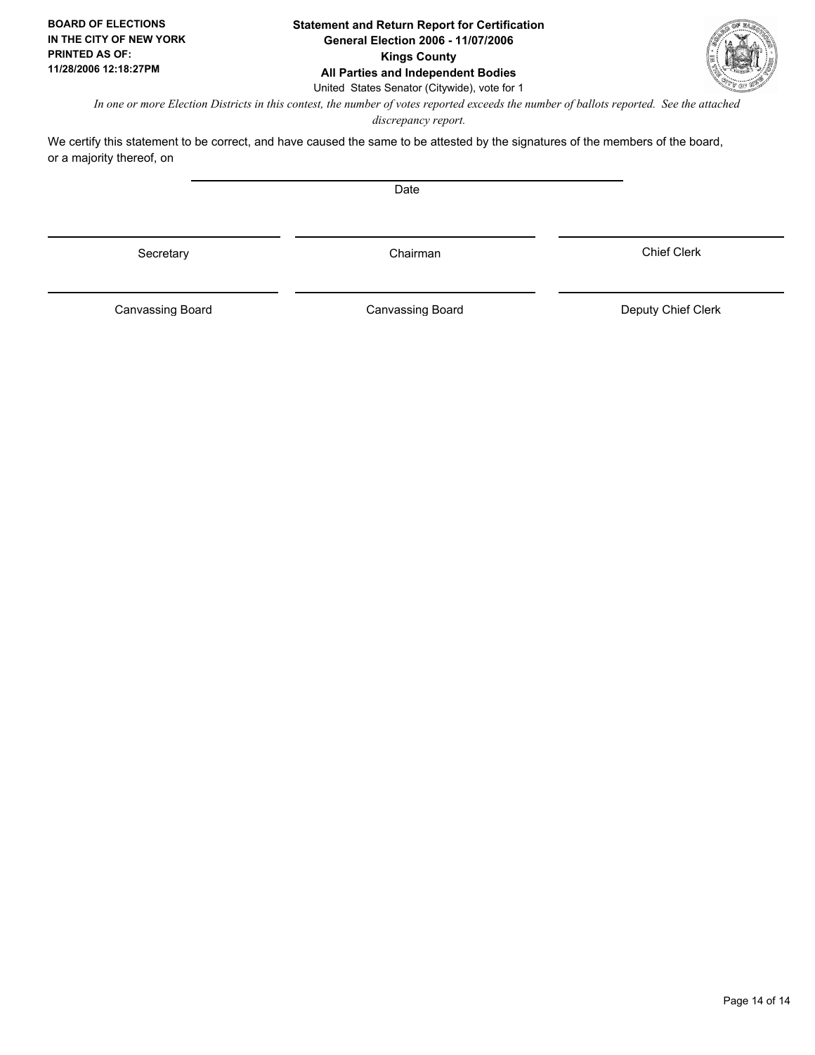**BOARD OF ELECTIONS IN THE CITY OF NEW YORK**
**PRINTED AS OF: 11/28/2006 12:18:27PM**

**Statement and Return Report for Certification**
**General Election 2006 - 11/07/2006**
**Kings County**
**All Parties and Independent Bodies**
United States Senator (Citywide), vote for 1

*In one or more Election Districts in this contest, the number of votes reported exceeds the number of ballots reported. See the attached discrepancy report.*

We certify this statement to be correct, and have caused the same to be attested by the signatures of the members of the board, or a majority thereof, on

\_\_\_\_\_\_\_\_\_\_\_\_\_\_\_\_\_\_\_\_\_\_\_\_\_\_\_\_\_\_\_\_\_\_\_\_\_\_\_\_
Date

| | | |
|---|---|---|
| Secretary | Chairman | Chief Clerk |
| Canvassing Board | Canvassing Board | Deputy Chief Clerk |